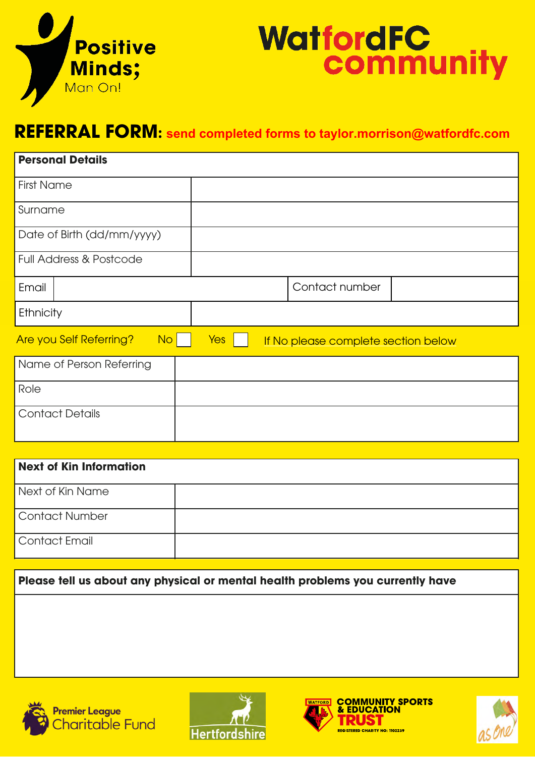Positive Minds; Man On!

WatfordFC community

# REFERRAL FORM: send completed forms to taylor.morrison@watfordfc.com

| Personal Details | | | |
|---|---|---|---|
| First Name | | | |
| Surname | | | |
| Date of Birth (dd/mm/yyyy) | | | |
| Full Address & Postcode | | | |
| Email | | Contact number | |
| Ethnicity | | | |

Are you Self Referring? No ☐ Yes ☐ If No please complete section below

| Name of Person Referring | |
|---|---|
| Role | |
| Contact Details | |

| Next of Kin Information | |
|---|---|
| Next of Kin Name | |
| Contact Number | |
| Contact Email | |

| Please tell us about any physical or mental health problems you currently have |
|---|
| |

Premier League Charitable Fund

Hertfordshire

Watford Community Sports & Education Trust — Registered Charity No: 1102239

as One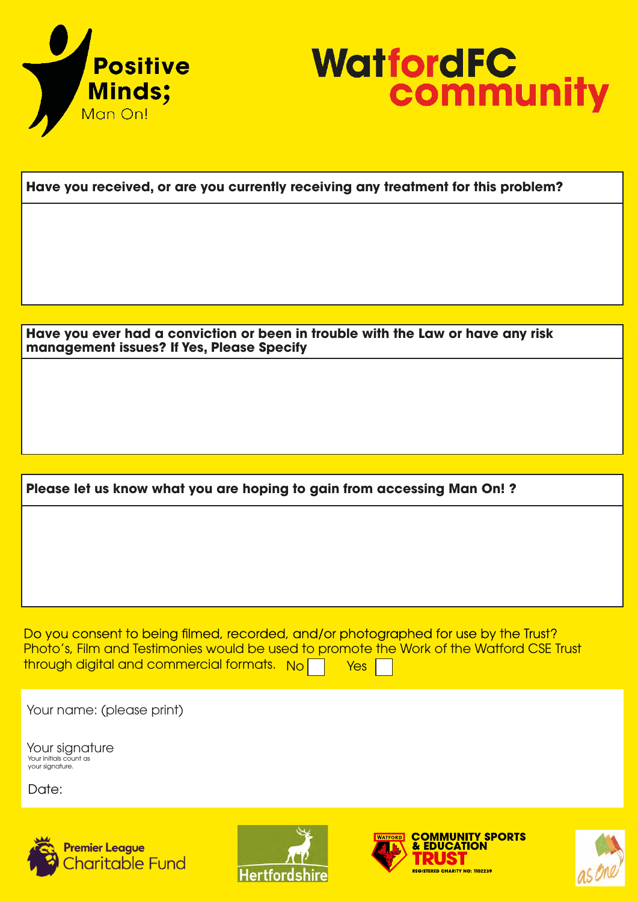Positive Minds; Man On!

WatfordFC community

**Have you received, or are you currently receiving any treatment for this problem?**

**Have you ever had a conviction or been in trouble with the Law or have any risk management issues? If Yes, Please Specify**

**Please let us know what you are hoping to gain from accessing Man On! ?**

Do you consent to being filmed, recorded, and/or photographed for use by the Trust? Photo's, Film and Testimonies would be used to promote the Work of the Watford CSE Trust through digital and commercial formats. No ☐ Yes ☐

Your name: (please print)

Your signature
Your initials count as your signature.

Date:

Premier League Charitable Fund

Hertfordshire

WATFORD COMMUNITY SPORTS & EDUCATION TRUST
REGISTERED CHARITY NO: 1102239

as One